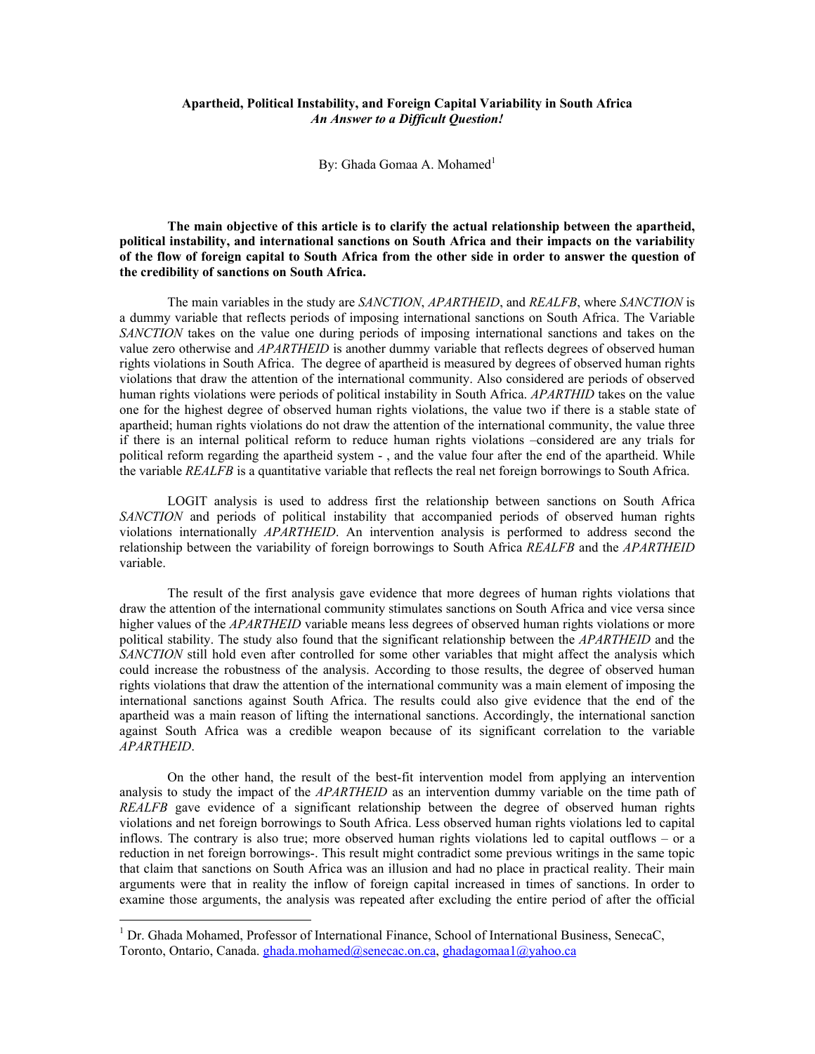# Apartheid, Political Instability, and Foreign Capital Variability in South Africa

***An Answer to a Difficult Question!***

By: Ghada Gomaa A. Mohamed[1]

**The main objective of this article is to clarify the actual relationship between the apartheid, political instability, and international sanctions on South Africa and their impacts on the variability of the flow of foreign capital to South Africa from the other side in order to answer the question of the credibility of sanctions on South Africa.**

The main variables in the study are *SANCTION*, *APARTHEID*, and *REALFB*, where *SANCTION* is a dummy variable that reflects periods of imposing international sanctions on South Africa. The Variable *SANCTION* takes on the value one during periods of imposing international sanctions and takes on the value zero otherwise and *APARTHEID* is another dummy variable that reflects degrees of observed human rights violations in South Africa. The degree of apartheid is measured by degrees of observed human rights violations that draw the attention of the international community. Also considered are periods of observed human rights violations were periods of political instability in South Africa. *APARTHID* takes on the value one for the highest degree of observed human rights violations, the value two if there is a stable state of apartheid; human rights violations do not draw the attention of the international community, the value three if there is an internal political reform to reduce human rights violations –considered are any trials for political reform regarding the apartheid system - , and the value four after the end of the apartheid. While the variable *REALFB* is a quantitative variable that reflects the real net foreign borrowings to South Africa.

LOGIT analysis is used to address first the relationship between sanctions on South Africa *SANCTION* and periods of political instability that accompanied periods of observed human rights violations internationally *APARTHEID*. An intervention analysis is performed to address second the relationship between the variability of foreign borrowings to South Africa *REALFB* and the *APARTHEID* variable.

The result of the first analysis gave evidence that more degrees of human rights violations that draw the attention of the international community stimulates sanctions on South Africa and vice versa since higher values of the *APARTHEID* variable means less degrees of observed human rights violations or more political stability. The study also found that the significant relationship between the *APARTHEID* and the *SANCTION* still hold even after controlled for some other variables that might affect the analysis which could increase the robustness of the analysis. According to those results, the degree of observed human rights violations that draw the attention of the international community was a main element of imposing the international sanctions against South Africa. The results could also give evidence that the end of the apartheid was a main reason of lifting the international sanctions. Accordingly, the international sanction against South Africa was a credible weapon because of its significant correlation to the variable *APARTHEID*.

On the other hand, the result of the best-fit intervention model from applying an intervention analysis to study the impact of the *APARTHEID* as an intervention dummy variable on the time path of *REALFB* gave evidence of a significant relationship between the degree of observed human rights violations and net foreign borrowings to South Africa. Less observed human rights violations led to capital inflows. The contrary is also true; more observed human rights violations led to capital outflows – or a reduction in net foreign borrowings-. This result might contradict some previous writings in the same topic that claim that sanctions on South Africa was an illusion and had no place in practical reality. Their main arguments were that in reality the inflow of foreign capital increased in times of sanctions. In order to examine those arguments, the analysis was repeated after excluding the entire period of after the official

[1] Dr. Ghada Mohamed, Professor of International Finance, School of International Business, SenecaC, Toronto, Ontario, Canada. ghada.mohamed@senecac.on.ca, ghadagomaa1@yahoo.ca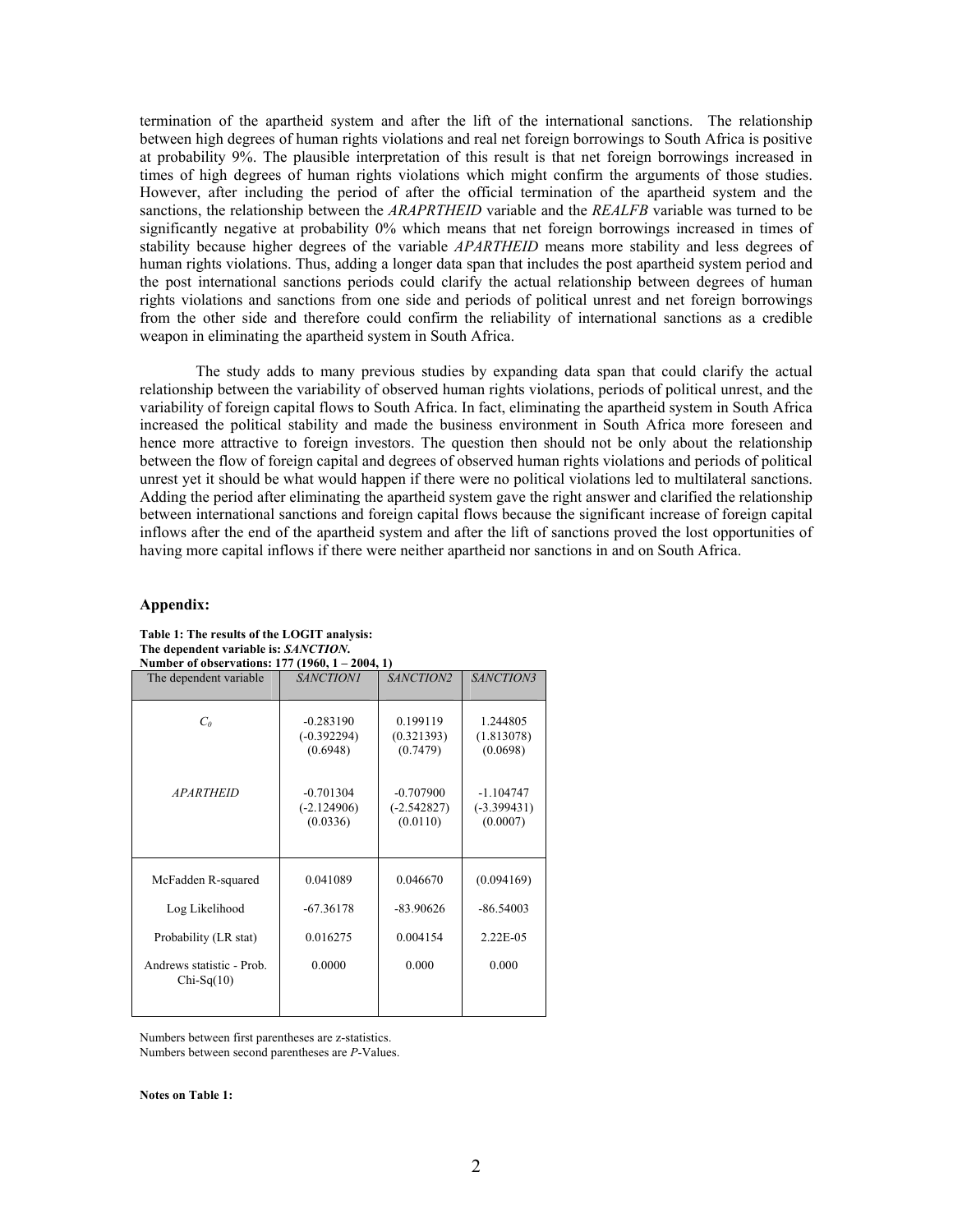termination of the apartheid system and after the lift of the international sanctions. The relationship between high degrees of human rights violations and real net foreign borrowings to South Africa is positive at probability 9%. The plausible interpretation of this result is that net foreign borrowings increased in times of high degrees of human rights violations which might confirm the arguments of those studies. However, after including the period of after the official termination of the apartheid system and the sanctions, the relationship between the *ARAPRTHEID* variable and the *REALFB* variable was turned to be significantly negative at probability 0% which means that net foreign borrowings increased in times of stability because higher degrees of the variable *APARTHEID* means more stability and less degrees of human rights violations. Thus, adding a longer data span that includes the post apartheid system period and the post international sanctions periods could clarify the actual relationship between degrees of human rights violations and sanctions from one side and periods of political unrest and net foreign borrowings from the other side and therefore could confirm the reliability of international sanctions as a credible weapon in eliminating the apartheid system in South Africa.

The study adds to many previous studies by expanding data span that could clarify the actual relationship between the variability of observed human rights violations, periods of political unrest, and the variability of foreign capital flows to South Africa. In fact, eliminating the apartheid system in South Africa increased the political stability and made the business environment in South Africa more foreseen and hence more attractive to foreign investors. The question then should not be only about the relationship between the flow of foreign capital and degrees of observed human rights violations and periods of political unrest yet it should be what would happen if there were no political violations led to multilateral sanctions. Adding the period after eliminating the apartheid system gave the right answer and clarified the relationship between international sanctions and foreign capital flows because the significant increase of foreign capital inflows after the end of the apartheid system and after the lift of sanctions proved the lost opportunities of having more capital inflows if there were neither apartheid nor sanctions in and on South Africa.

## Appendix:

**Table 1: The results of the LOGIT analysis:**
**The dependent variable is: *SANCTION*.**
**Number of observations: 177 (1960, 1 – 2004, 1)**

| The dependent variable | *SANCTION1* | *SANCTION2* | *SANCTION3* |
|---|---|---|---|
| $C_0$ | -0.283190<br>(-0.392294)<br>(0.6948) | 0.199119<br>(0.321393)<br>(0.7479) | 1.244805<br>(1.813078)<br>(0.0698) |
| *APARTHEID* | -0.701304<br>(-2.124906)<br>(0.0336) | -0.707900<br>(-2.542827)<br>(0.0110) | -1.104747<br>(-3.399431)<br>(0.0007) |
| McFadden R-squared | 0.041089 | 0.046670 | (0.094169) |
| Log Likelihood | -67.36178 | -83.90626 | -86.54003 |
| Probability (LR stat) | 0.016275 | 0.004154 | 2.22E-05 |
| Andrews statistic - Prob. Chi-Sq(10) | 0.0000 | 0.000 | 0.000 |

Numbers between first parentheses are *z*-statistics.
Numbers between second parentheses are *P*-Values.

**Notes on Table 1:**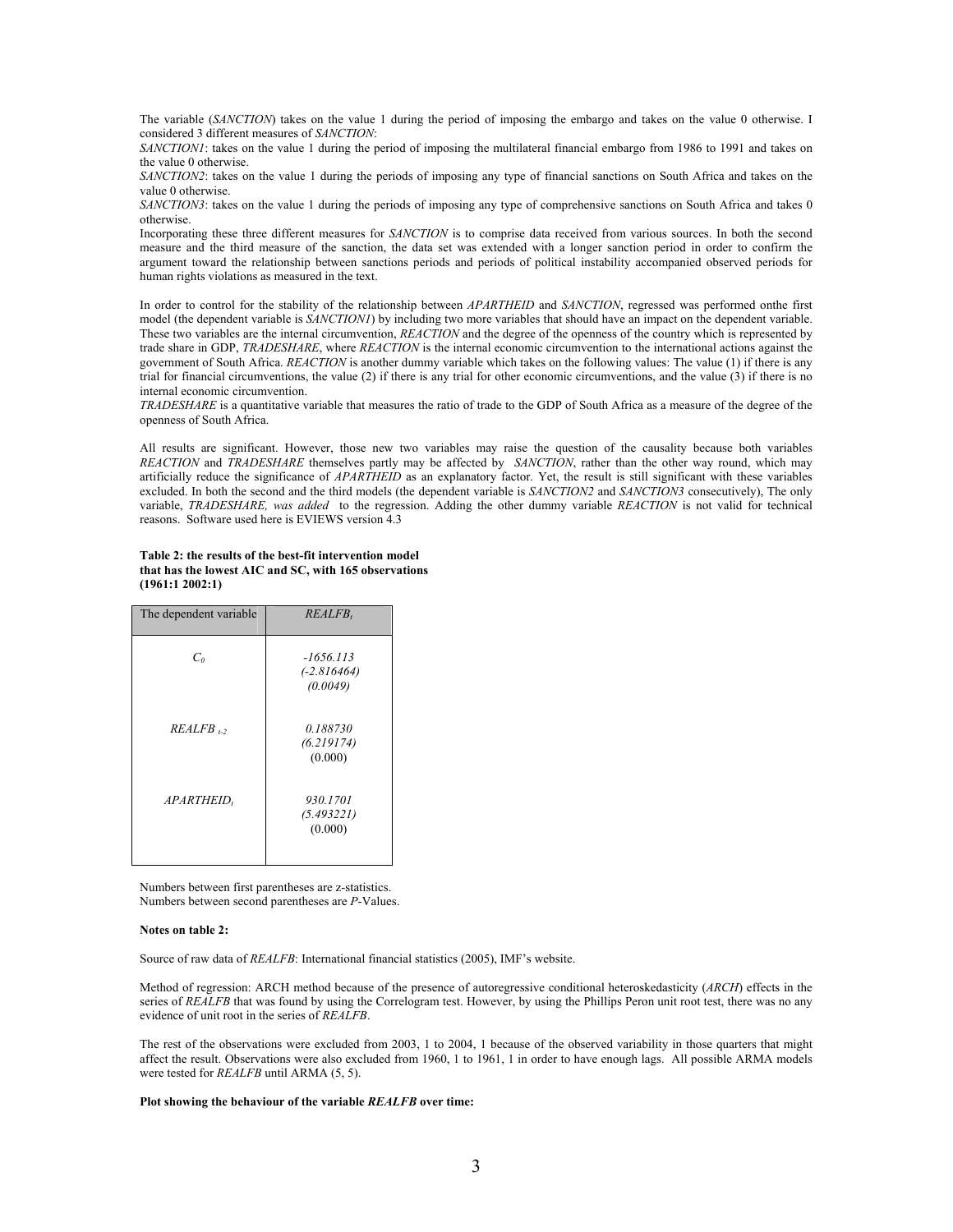The variable (*SANCTION*) takes on the value 1 during the period of imposing the embargo and takes on the value 0 otherwise. I considered 3 different measures of *SANCTION*:

*SANCTION1*: takes on the value 1 during the period of imposing the multilateral financial embargo from 1986 to 1991 and takes on the value 0 otherwise.

*SANCTION2*: takes on the value 1 during the periods of imposing any type of financial sanctions on South Africa and takes on the value 0 otherwise.

*SANCTION3*: takes on the value 1 during the periods of imposing any type of comprehensive sanctions on South Africa and takes 0 otherwise.

Incorporating these three different measures for *SANCTION* is to comprise data received from various sources. In both the second measure and the third measure of the sanction, the data set was extended with a longer sanction period in order to confirm the argument toward the relationship between sanctions periods and periods of political instability accompanied observed periods for human rights violations as measured in the text.

In order to control for the stability of the relationship between *APARTHEID* and *SANCTION*, regressed was performed onthe first model (the dependent variable is *SANCTION1*) by including two more variables that should have an impact on the dependent variable. These two variables are the internal circumvention, *REACTION* and the degree of the openness of the country which is represented by trade share in GDP, *TRADESHARE*, where *REACTION* is the internal economic circumvention to the international actions against the government of South Africa. *REACTION* is another dummy variable which takes on the following values: The value (1) if there is any trial for financial circumventions, the value (2) if there is any trial for other economic circumventions, and the value (3) if there is no internal economic circumvention.

*TRADESHARE* is a quantitative variable that measures the ratio of trade to the GDP of South Africa as a measure of the degree of the openness of South Africa.

All results are significant. However, those new two variables may raise the question of the causality because both variables *REACTION* and *TRADESHARE* themselves partly may be affected by *SANCTION*, rather than the other way round, which may artificially reduce the significance of *APARTHEID* as an explanatory factor. Yet, the result is still significant with these variables excluded. In both the second and the third models (the dependent variable is *SANCTION2* and *SANCTION3* consecutively), The only variable, *TRADESHARE, was added* to the regression. Adding the other dummy variable *REACTION* is not valid for technical reasons. Software used here is EVIEWS version 4.3

**Table 2: the results of the best-fit intervention model that has the lowest AIC and SC, with 165 observations (1961:1 2002:1)**

| The dependent variable | $REALFB_t$ |
|---|---|
| $C_0$ | *-1656.113* *(-2.816464)* *(0.0049)* |
| $REALFB_{t-2}$ | *0.188730* *(6.219174)* (0.000) |
| $APARTHEID_t$ | *930.1701* *(5.493221)* (0.000) |

Numbers between first parentheses are z-statistics.
Numbers between second parentheses are *P*-Values.

**Notes on table 2:**

Source of raw data of *REALFB*: International financial statistics (2005), IMF's website.

Method of regression: ARCH method because of the presence of autoregressive conditional heteroskedasticity (*ARCH*) effects in the series of *REALFB* that was found by using the Correlogram test. However, by using the Phillips Peron unit root test, there was no any evidence of unit root in the series of *REALFB*.

The rest of the observations were excluded from 2003, 1 to 2004, 1 because of the observed variability in those quarters that might affect the result. Observations were also excluded from 1960, 1 to 1961, 1 in order to have enough lags. All possible ARMA models were tested for *REALFB* until ARMA (5, 5).

**Plot showing the behaviour of the variable *REALFB* over time:**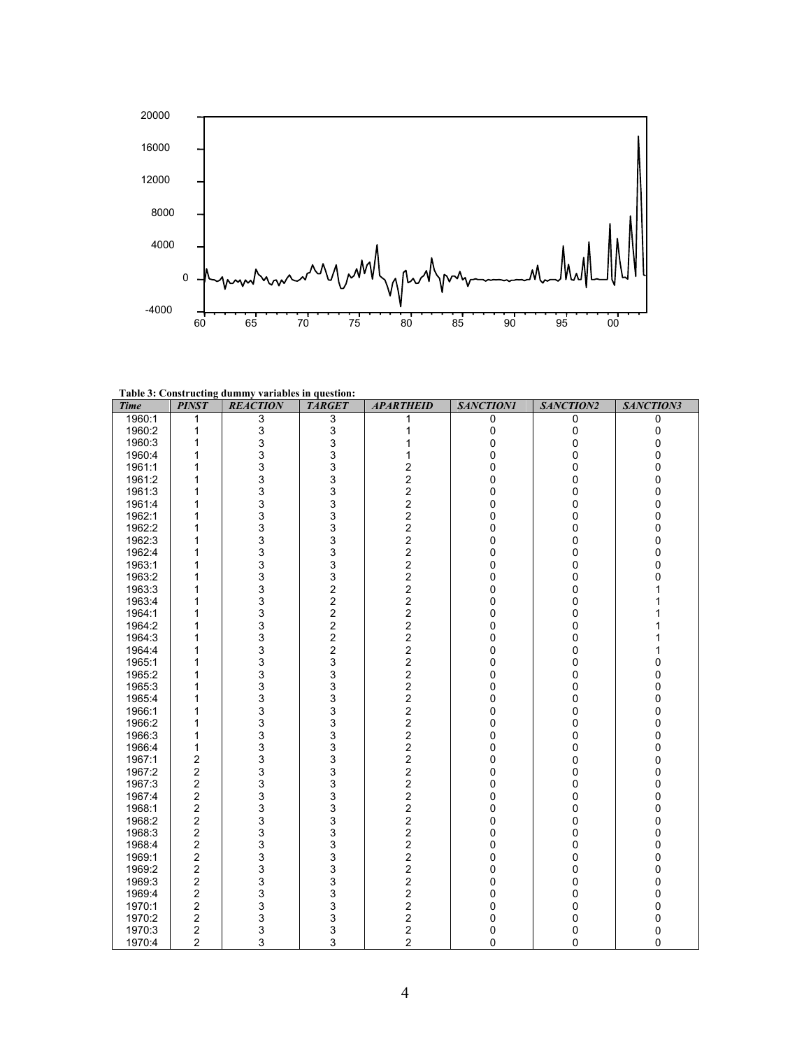**Table 3: Constructing dummy variables in question:**

| *Time* | *PINST* | *REACTION* | *TARGET* | *APARTHEID* | *SANCTION1* | *SANCTION2* | *SANCTION3* |
|---|---|---|---|---|---|---|---|
| 1960:1 | 1 | 3 | 3 | 1 | 0 | 0 | 0 |
| 1960:2 | 1 | 3 | 3 | 1 | 0 | 0 | 0 |
| 1960:3 | 1 | 3 | 3 | 1 | 0 | 0 | 0 |
| 1960:4 | 1 | 3 | 3 | 1 | 0 | 0 | 0 |
| 1961:1 | 1 | 3 | 3 | 2 | 0 | 0 | 0 |
| 1961:2 | 1 | 3 | 3 | 2 | 0 | 0 | 0 |
| 1961:3 | 1 | 3 | 3 | 2 | 0 | 0 | 0 |
| 1961:4 | 1 | 3 | 3 | 2 | 0 | 0 | 0 |
| 1962:1 | 1 | 3 | 3 | 2 | 0 | 0 | 0 |
| 1962:2 | 1 | 3 | 3 | 2 | 0 | 0 | 0 |
| 1962:3 | 1 | 3 | 3 | 2 | 0 | 0 | 0 |
| 1962:4 | 1 | 3 | 3 | 2 | 0 | 0 | 0 |
| 1963:1 | 1 | 3 | 3 | 2 | 0 | 0 | 0 |
| 1963:2 | 1 | 3 | 3 | 2 | 0 | 0 | 0 |
| 1963:3 | 1 | 3 | 2 | 2 | 0 | 0 | 1 |
| 1963:4 | 1 | 3 | 2 | 2 | 0 | 0 | 1 |
| 1964:1 | 1 | 3 | 2 | 2 | 0 | 0 | 1 |
| 1964:2 | 1 | 3 | 2 | 2 | 0 | 0 | 1 |
| 1964:3 | 1 | 3 | 2 | 2 | 0 | 0 | 1 |
| 1964:4 | 1 | 3 | 2 | 2 | 0 | 0 | 1 |
| 1965:1 | 1 | 3 | 3 | 2 | 0 | 0 | 0 |
| 1965:2 | 1 | 3 | 3 | 2 | 0 | 0 | 0 |
| 1965:3 | 1 | 3 | 3 | 2 | 0 | 0 | 0 |
| 1965:4 | 1 | 3 | 3 | 2 | 0 | 0 | 0 |
| 1966:1 | 1 | 3 | 3 | 2 | 0 | 0 | 0 |
| 1966:2 | 1 | 3 | 3 | 2 | 0 | 0 | 0 |
| 1966:3 | 1 | 3 | 3 | 2 | 0 | 0 | 0 |
| 1966:4 | 1 | 3 | 3 | 2 | 0 | 0 | 0 |
| 1967:1 | 2 | 3 | 3 | 2 | 0 | 0 | 0 |
| 1967:2 | 2 | 3 | 3 | 2 | 0 | 0 | 0 |
| 1967:3 | 2 | 3 | 3 | 2 | 0 | 0 | 0 |
| 1967:4 | 2 | 3 | 3 | 2 | 0 | 0 | 0 |
| 1968:1 | 2 | 3 | 3 | 2 | 0 | 0 | 0 |
| 1968:2 | 2 | 3 | 3 | 2 | 0 | 0 | 0 |
| 1968:3 | 2 | 3 | 3 | 2 | 0 | 0 | 0 |
| 1968:4 | 2 | 3 | 3 | 2 | 0 | 0 | 0 |
| 1969:1 | 2 | 3 | 3 | 2 | 0 | 0 | 0 |
| 1969:2 | 2 | 3 | 3 | 2 | 0 | 0 | 0 |
| 1969:3 | 2 | 3 | 3 | 2 | 0 | 0 | 0 |
| 1969:4 | 2 | 3 | 3 | 2 | 0 | 0 | 0 |
| 1970:1 | 2 | 3 | 3 | 2 | 0 | 0 | 0 |
| 1970:2 | 2 | 3 | 3 | 2 | 0 | 0 | 0 |
| 1970:3 | 2 | 3 | 3 | 2 | 0 | 0 | 0 |
| 1970:4 | 2 | 3 | 3 | 2 | 0 | 0 | 0 |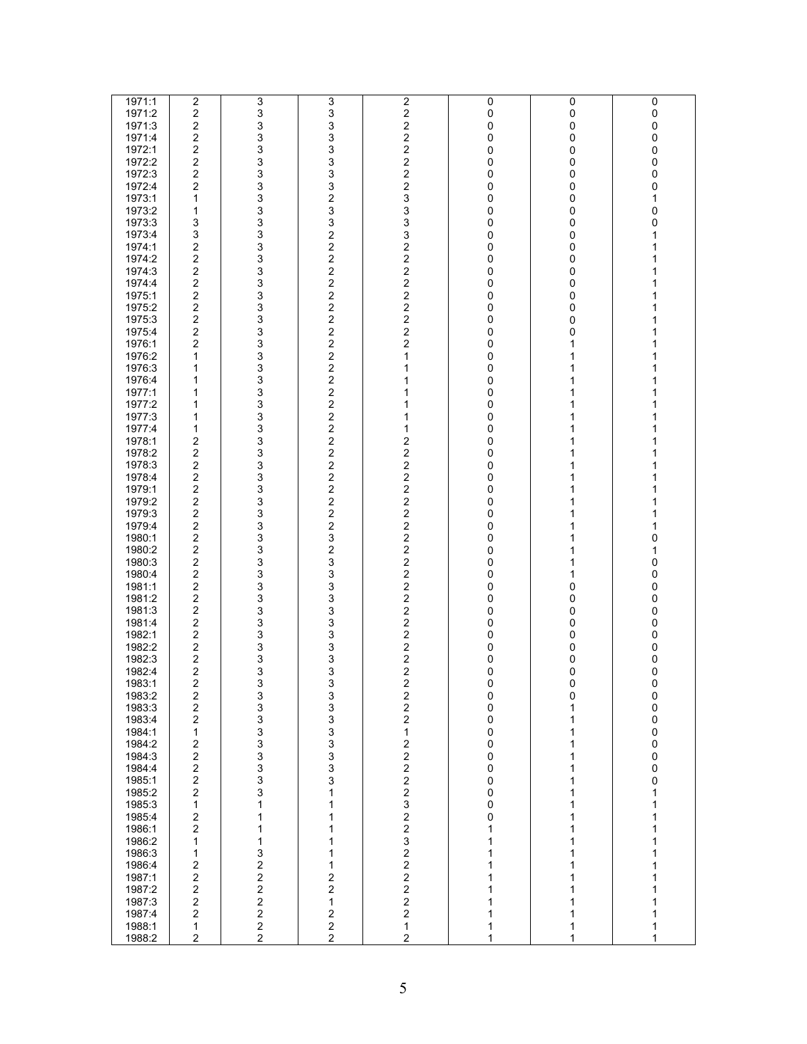| | | | | | | | |
|---|---|---|---|---|---|---|---|
| 1971:1 | 2 | 3 | 3 | 2 | 0 | 0 | 0 |
| 1971:2 | 2 | 3 | 3 | 2 | 0 | 0 | 0 |
| 1971:3 | 2 | 3 | 3 | 2 | 0 | 0 | 0 |
| 1971:4 | 2 | 3 | 3 | 2 | 0 | 0 | 0 |
| 1972:1 | 2 | 3 | 3 | 2 | 0 | 0 | 0 |
| 1972:2 | 2 | 3 | 3 | 2 | 0 | 0 | 0 |
| 1972:3 | 2 | 3 | 3 | 2 | 0 | 0 | 0 |
| 1972:4 | 2 | 3 | 3 | 2 | 0 | 0 | 0 |
| 1973:1 | 1 | 3 | 2 | 3 | 0 | 0 | 1 |
| 1973:2 | 1 | 3 | 3 | 3 | 0 | 0 | 0 |
| 1973:3 | 3 | 3 | 3 | 3 | 0 | 0 | 0 |
| 1973:4 | 3 | 3 | 2 | 3 | 0 | 0 | 1 |
| 1974:1 | 2 | 3 | 2 | 2 | 0 | 0 | 1 |
| 1974:2 | 2 | 3 | 2 | 2 | 0 | 0 | 1 |
| 1974:3 | 2 | 3 | 2 | 2 | 0 | 0 | 1 |
| 1974:4 | 2 | 3 | 2 | 2 | 0 | 0 | 1 |
| 1975:1 | 2 | 3 | 2 | 2 | 0 | 0 | 1 |
| 1975:2 | 2 | 3 | 2 | 2 | 0 | 0 | 1 |
| 1975:3 | 2 | 3 | 2 | 2 | 0 | 0 | 1 |
| 1975:4 | 2 | 3 | 2 | 2 | 0 | 0 | 1 |
| 1976:1 | 2 | 3 | 2 | 2 | 0 | 1 | 1 |
| 1976:2 | 1 | 3 | 2 | 1 | 0 | 1 | 1 |
| 1976:3 | 1 | 3 | 2 | 1 | 0 | 1 | 1 |
| 1976:4 | 1 | 3 | 2 | 1 | 0 | 1 | 1 |
| 1977:1 | 1 | 3 | 2 | 1 | 0 | 1 | 1 |
| 1977:2 | 1 | 3 | 2 | 1 | 0 | 1 | 1 |
| 1977:3 | 1 | 3 | 2 | 1 | 0 | 1 | 1 |
| 1977:4 | 1 | 3 | 2 | 1 | 0 | 1 | 1 |
| 1978:1 | 2 | 3 | 2 | 2 | 0 | 1 | 1 |
| 1978:2 | 2 | 3 | 2 | 2 | 0 | 1 | 1 |
| 1978:3 | 2 | 3 | 2 | 2 | 0 | 1 | 1 |
| 1978:4 | 2 | 3 | 2 | 2 | 0 | 1 | 1 |
| 1979:1 | 2 | 3 | 2 | 2 | 0 | 1 | 1 |
| 1979:2 | 2 | 3 | 2 | 2 | 0 | 1 | 1 |
| 1979:3 | 2 | 3 | 2 | 2 | 0 | 1 | 1 |
| 1979:4 | 2 | 3 | 2 | 2 | 0 | 1 | 1 |
| 1980:1 | 2 | 3 | 3 | 2 | 0 | 1 | 0 |
| 1980:2 | 2 | 3 | 2 | 2 | 0 | 1 | 1 |
| 1980:3 | 2 | 3 | 3 | 2 | 0 | 1 | 0 |
| 1980:4 | 2 | 3 | 3 | 2 | 0 | 1 | 0 |
| 1981:1 | 2 | 3 | 3 | 2 | 0 | 0 | 0 |
| 1981:2 | 2 | 3 | 3 | 2 | 0 | 0 | 0 |
| 1981:3 | 2 | 3 | 3 | 2 | 0 | 0 | 0 |
| 1981:4 | 2 | 3 | 3 | 2 | 0 | 0 | 0 |
| 1982:1 | 2 | 3 | 3 | 2 | 0 | 0 | 0 |
| 1982:2 | 2 | 3 | 3 | 2 | 0 | 0 | 0 |
| 1982:3 | 2 | 3 | 3 | 2 | 0 | 0 | 0 |
| 1982:4 | 2 | 3 | 3 | 2 | 0 | 0 | 0 |
| 1983:1 | 2 | 3 | 3 | 2 | 0 | 0 | 0 |
| 1983:2 | 2 | 3 | 3 | 2 | 0 | 0 | 0 |
| 1983:3 | 2 | 3 | 3 | 2 | 0 | 1 | 0 |
| 1983:4 | 2 | 3 | 3 | 2 | 0 | 1 | 0 |
| 1984:1 | 1 | 3 | 3 | 1 | 0 | 1 | 0 |
| 1984:2 | 2 | 3 | 3 | 2 | 0 | 1 | 0 |
| 1984:3 | 2 | 3 | 3 | 2 | 0 | 1 | 0 |
| 1984:4 | 2 | 3 | 3 | 2 | 0 | 1 | 0 |
| 1985:1 | 2 | 3 | 3 | 2 | 0 | 1 | 0 |
| 1985:2 | 2 | 3 | 1 | 2 | 0 | 1 | 1 |
| 1985:3 | 1 | 1 | 1 | 3 | 0 | 1 | 1 |
| 1985:4 | 2 | 1 | 1 | 2 | 0 | 1 | 1 |
| 1986:1 | 2 | 1 | 1 | 2 | 1 | 1 | 1 |
| 1986:2 | 1 | 1 | 1 | 3 | 1 | 1 | 1 |
| 1986:3 | 1 | 3 | 1 | 2 | 1 | 1 | 1 |
| 1986:4 | 2 | 2 | 1 | 2 | 1 | 1 | 1 |
| 1987:1 | 2 | 2 | 2 | 2 | 1 | 1 | 1 |
| 1987:2 | 2 | 2 | 2 | 2 | 1 | 1 | 1 |
| 1987:3 | 2 | 2 | 1 | 2 | 1 | 1 | 1 |
| 1987:4 | 2 | 2 | 2 | 2 | 1 | 1 | 1 |
| 1988:1 | 1 | 2 | 2 | 1 | 1 | 1 | 1 |
| 1988:2 | 2 | 2 | 2 | 2 | 1 | 1 | 1 |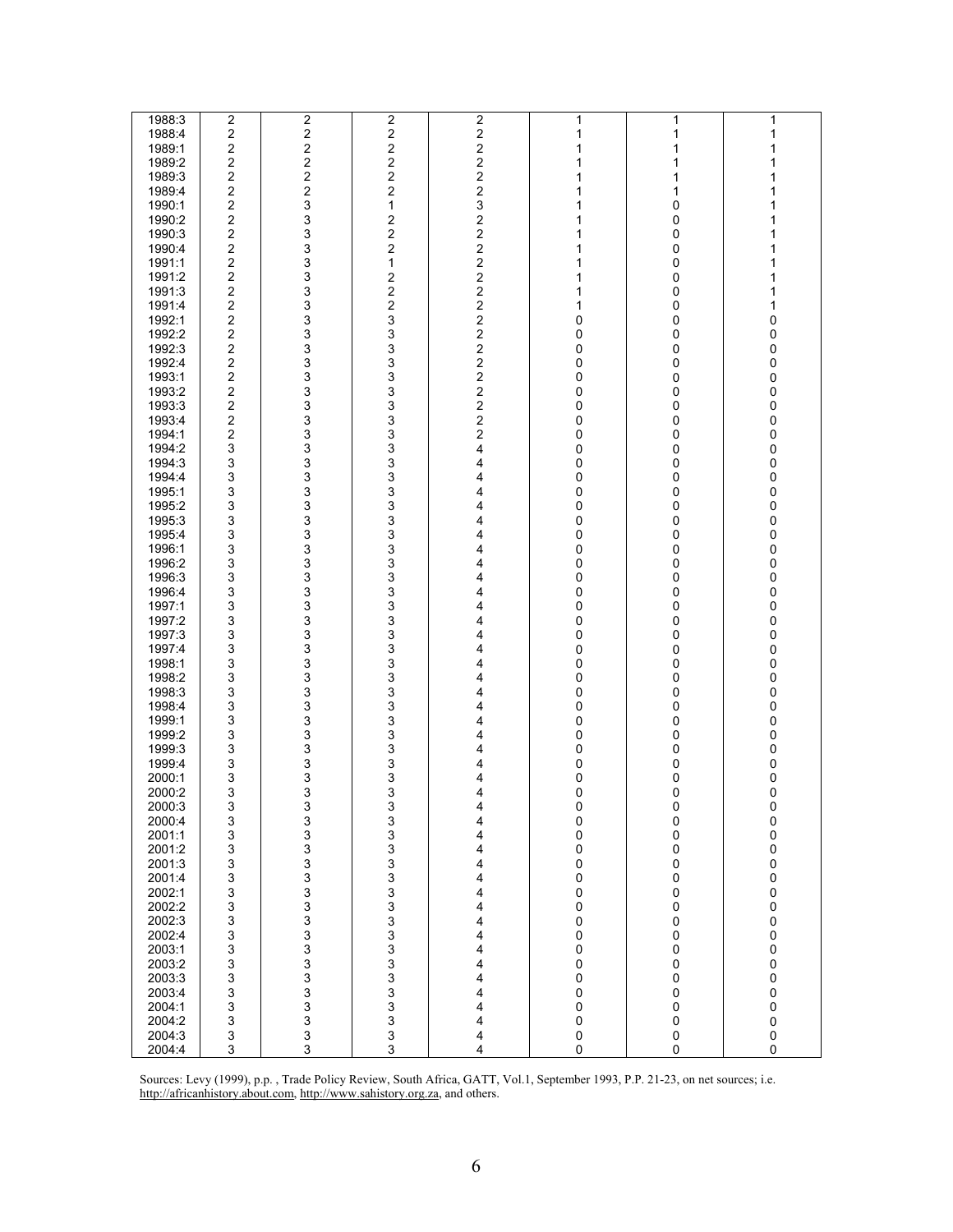| | | | | | | | |
|---|---|---|---|---|---|---|---|
| 1988:3 | 2 | 2 | 2 | 2 | 1 | 1 | 1 |
| 1988:4 | 2 | 2 | 2 | 2 | 1 | 1 | 1 |
| 1989:1 | 2 | 2 | 2 | 2 | 1 | 1 | 1 |
| 1989:2 | 2 | 2 | 2 | 2 | 1 | 1 | 1 |
| 1989:3 | 2 | 2 | 2 | 2 | 1 | 1 | 1 |
| 1989:4 | 2 | 2 | 2 | 2 | 1 | 1 | 1 |
| 1990:1 | 2 | 3 | 1 | 3 | 1 | 0 | 1 |
| 1990:2 | 2 | 3 | 2 | 2 | 1 | 0 | 1 |
| 1990:3 | 2 | 3 | 2 | 2 | 1 | 0 | 1 |
| 1990:4 | 2 | 3 | 2 | 2 | 1 | 0 | 1 |
| 1991:1 | 2 | 3 | 1 | 2 | 1 | 0 | 1 |
| 1991:2 | 2 | 3 | 2 | 2 | 1 | 0 | 1 |
| 1991:3 | 2 | 3 | 2 | 2 | 1 | 0 | 1 |
| 1991:4 | 2 | 3 | 2 | 2 | 1 | 0 | 1 |
| 1992:1 | 2 | 3 | 3 | 2 | 0 | 0 | 0 |
| 1992:2 | 2 | 3 | 3 | 2 | 0 | 0 | 0 |
| 1992:3 | 2 | 3 | 3 | 2 | 0 | 0 | 0 |
| 1992:4 | 2 | 3 | 3 | 2 | 0 | 0 | 0 |
| 1993:1 | 2 | 3 | 3 | 2 | 0 | 0 | 0 |
| 1993:2 | 2 | 3 | 3 | 2 | 0 | 0 | 0 |
| 1993:3 | 2 | 3 | 3 | 2 | 0 | 0 | 0 |
| 1993:4 | 2 | 3 | 3 | 2 | 0 | 0 | 0 |
| 1994:1 | 2 | 3 | 3 | 2 | 0 | 0 | 0 |
| 1994:2 | 3 | 3 | 3 | 4 | 0 | 0 | 0 |
| 1994:3 | 3 | 3 | 3 | 4 | 0 | 0 | 0 |
| 1994:4 | 3 | 3 | 3 | 4 | 0 | 0 | 0 |
| 1995:1 | 3 | 3 | 3 | 4 | 0 | 0 | 0 |
| 1995:2 | 3 | 3 | 3 | 4 | 0 | 0 | 0 |
| 1995:3 | 3 | 3 | 3 | 4 | 0 | 0 | 0 |
| 1995:4 | 3 | 3 | 3 | 4 | 0 | 0 | 0 |
| 1996:1 | 3 | 3 | 3 | 4 | 0 | 0 | 0 |
| 1996:2 | 3 | 3 | 3 | 4 | 0 | 0 | 0 |
| 1996:3 | 3 | 3 | 3 | 4 | 0 | 0 | 0 |
| 1996:4 | 3 | 3 | 3 | 4 | 0 | 0 | 0 |
| 1997:1 | 3 | 3 | 3 | 4 | 0 | 0 | 0 |
| 1997:2 | 3 | 3 | 3 | 4 | 0 | 0 | 0 |
| 1997:3 | 3 | 3 | 3 | 4 | 0 | 0 | 0 |
| 1997:4 | 3 | 3 | 3 | 4 | 0 | 0 | 0 |
| 1998:1 | 3 | 3 | 3 | 4 | 0 | 0 | 0 |
| 1998:2 | 3 | 3 | 3 | 4 | 0 | 0 | 0 |
| 1998:3 | 3 | 3 | 3 | 4 | 0 | 0 | 0 |
| 1998:4 | 3 | 3 | 3 | 4 | 0 | 0 | 0 |
| 1999:1 | 3 | 3 | 3 | 4 | 0 | 0 | 0 |
| 1999:2 | 3 | 3 | 3 | 4 | 0 | 0 | 0 |
| 1999:3 | 3 | 3 | 3 | 4 | 0 | 0 | 0 |
| 1999:4 | 3 | 3 | 3 | 4 | 0 | 0 | 0 |
| 2000:1 | 3 | 3 | 3 | 4 | 0 | 0 | 0 |
| 2000:2 | 3 | 3 | 3 | 4 | 0 | 0 | 0 |
| 2000:3 | 3 | 3 | 3 | 4 | 0 | 0 | 0 |
| 2000:4 | 3 | 3 | 3 | 4 | 0 | 0 | 0 |
| 2001:1 | 3 | 3 | 3 | 4 | 0 | 0 | 0 |
| 2001:2 | 3 | 3 | 3 | 4 | 0 | 0 | 0 |
| 2001:3 | 3 | 3 | 3 | 4 | 0 | 0 | 0 |
| 2001:4 | 3 | 3 | 3 | 4 | 0 | 0 | 0 |
| 2002:1 | 3 | 3 | 3 | 4 | 0 | 0 | 0 |
| 2002:2 | 3 | 3 | 3 | 4 | 0 | 0 | 0 |
| 2002:3 | 3 | 3 | 3 | 4 | 0 | 0 | 0 |
| 2002:4 | 3 | 3 | 3 | 4 | 0 | 0 | 0 |
| 2003:1 | 3 | 3 | 3 | 4 | 0 | 0 | 0 |
| 2003:2 | 3 | 3 | 3 | 4 | 0 | 0 | 0 |
| 2003:3 | 3 | 3 | 3 | 4 | 0 | 0 | 0 |
| 2003:4 | 3 | 3 | 3 | 4 | 0 | 0 | 0 |
| 2004:1 | 3 | 3 | 3 | 4 | 0 | 0 | 0 |
| 2004:2 | 3 | 3 | 3 | 4 | 0 | 0 | 0 |
| 2004:3 | 3 | 3 | 3 | 4 | 0 | 0 | 0 |
| 2004:4 | 3 | 3 | 3 | 4 | 0 | 0 | 0 |

Sources: Levy (1999), p.p. , Trade Policy Review, South Africa, GATT, Vol.1, September 1993, P.P. 21-23, on net sources; i.e. http://africanhistory.about.com, http://www.sahistory.org.za, and others.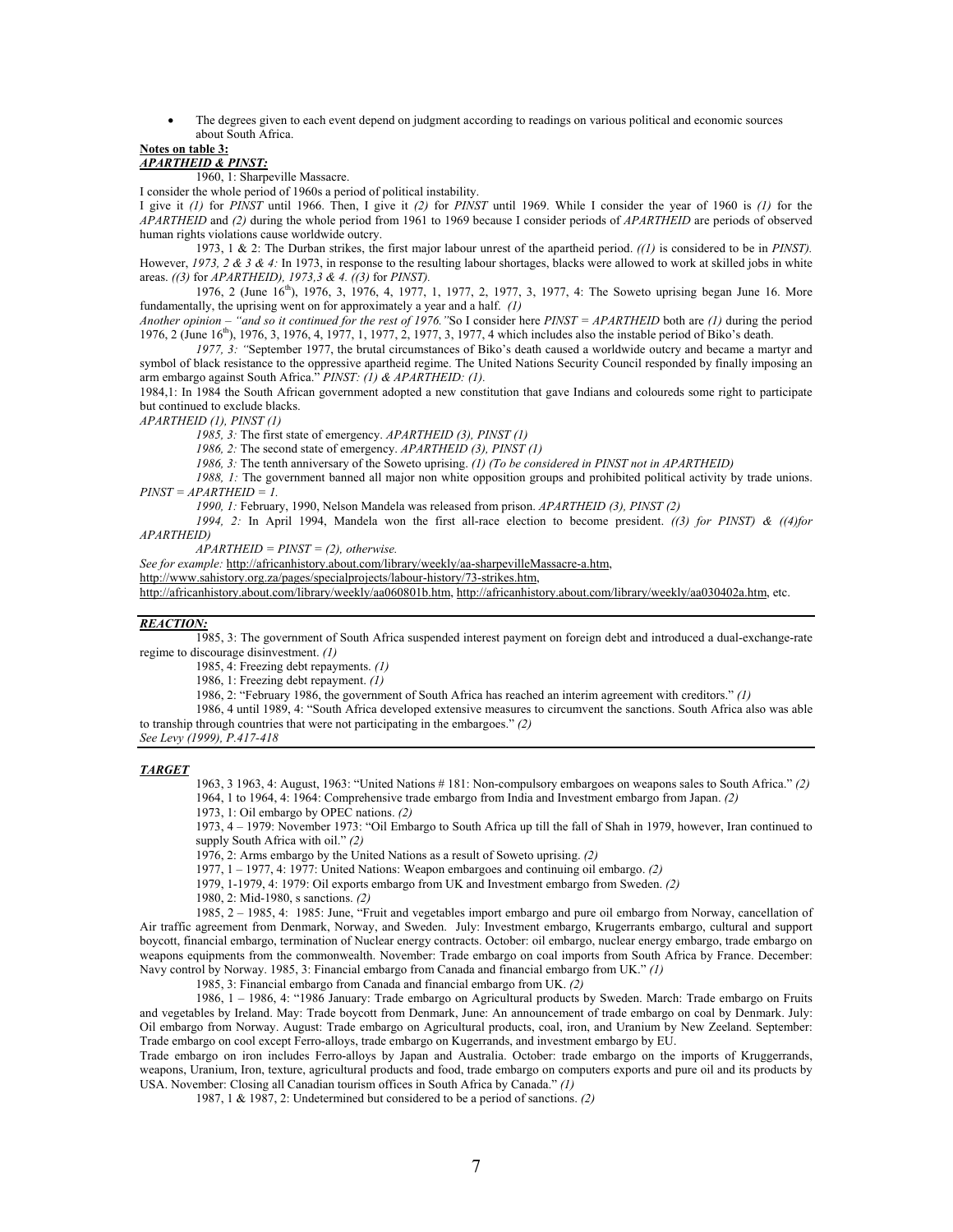- The degrees given to each event depend on judgment according to readings on various political and economic sources about South Africa.

**Notes on table 3:**

***APARTHEID & PINST:***

1960, 1: Sharpeville Massacre.

I consider the whole period of 1960s a period of political instability.

I give it *(1)* for *PINST* until 1966. Then, I give it *(2)* for *PINST* until 1969. While I consider the year of 1960 is *(1)* for the *APARTHEID* and *(2)* during the whole period from 1961 to 1969 because I consider periods of *APARTHEID* are periods of observed human rights violations cause worldwide outcry.

1973, 1 & 2: The Durban strikes, the first major labour unrest of the apartheid period. *((1)* is considered to be in *PINST).* However, *1973, 2 & 3 & 4:* In 1973, in response to the resulting labour shortages, blacks were allowed to work at skilled jobs in white areas. *((3)* for *APARTHEID), 1973,3 & 4. ((3)* for *PINST).*

1976, 2 (June 16th), 1976, 3, 1976, 4, 1977, 1, 1977, 2, 1977, 3, 1977, 4: The Soweto uprising began June 16. More fundamentally, the uprising went on for approximately a year and a half. *(1)*

*Another opinion – "and so it continued for the rest of 1976."* So I consider here *PINST = APARTHEID* both are *(1)* during the period 1976, 2 (June 16th), 1976, 3, 1976, 4, 1977, 1, 1977, 2, 1977, 3, 1977, 4 which includes also the instable period of Biko's death.

*1977, 3: "*September 1977, the brutal circumstances of Biko's death caused a worldwide outcry and became a martyr and symbol of black resistance to the oppressive apartheid regime. The United Nations Security Council responded by finally imposing an arm embargo against South Africa." *PINST: (1) & APARTHEID: (1).*

1984,1: In 1984 the South African government adopted a new constitution that gave Indians and coloureds some right to participate but continued to exclude blacks.

*APARTHEID (1), PINST (1)*

*1985, 3:* The first state of emergency. *APARTHEID (3), PINST (1)*

*1986, 2:* The second state of emergency. *APARTHEID (3), PINST (1)*

*1986, 3:* The tenth anniversary of the Soweto uprising. *(1) (To be considered in PINST not in APARTHEID)*

*1988, 1:* The government banned all major non white opposition groups and prohibited political activity by trade unions. *PINST = APARTHEID = 1.*

*1990, 1:* February, 1990, Nelson Mandela was released from prison. *APARTHEID (3), PINST (2)*

*1994, 2:* In April 1994, Mandela won the first all-race election to become president. *((3) for PINST) & ((4)for APARTHEID)*

*APARTHEID = PINST = (2), otherwise.*

*See for example:* http://africanhistory.about.com/library/weekly/aa-sharpevilleMassacre-a.htm, http://www.sahistory.org.za/pages/specialprojects/labour-history/73-strikes.htm, http://africanhistory.about.com/library/weekly/aa060801b.htm, http://africanhistory.about.com/library/weekly/aa030402a.htm, etc.

***REACTION:***

1985, 3: The government of South Africa suspended interest payment on foreign debt and introduced a dual-exchange-rate regime to discourage disinvestment. *(1)*

1985, 4: Freezing debt repayments. *(1)*

1986, 1: Freezing debt repayment. *(1)*

1986, 2: "February 1986, the government of South Africa has reached an interim agreement with creditors." *(1)*

1986, 4 until 1989, 4: "South Africa developed extensive measures to circumvent the sanctions. South Africa also was able to tranship through countries that were not participating in the embargoes." *(2)*

*See Levy (1999), P.417-418*

***TARGET***

1963, 3 1963, 4: August, 1963: "United Nations # 181: Non-compulsory embargoes on weapons sales to South Africa." *(2)*

1964, 1 to 1964, 4: 1964: Comprehensive trade embargo from India and Investment embargo from Japan. *(2)*

1973, 1: Oil embargo by OPEC nations. *(2)*

1973, 4 – 1979: November 1973: "Oil Embargo to South Africa up till the fall of Shah in 1979, however, Iran continued to supply South Africa with oil." *(2)*

1976, 2: Arms embargo by the United Nations as a result of Soweto uprising. *(2)*

1977, 1 – 1977, 4: 1977: United Nations: Weapon embargoes and continuing oil embargo. *(2)*

1979, 1-1979, 4: 1979: Oil exports embargo from UK and Investment embargo from Sweden. *(2)*

1980, 2: Mid-1980, s sanctions. *(2)*

1985, 2 – 1985, 4: 1985: June, "Fruit and vegetables import embargo and pure oil embargo from Norway, cancellation of Air traffic agreement from Denmark, Norway, and Sweden. July: Investment embargo, Krugerrants embargo, cultural and support boycott, financial embargo, termination of Nuclear energy contracts. October: oil embargo, nuclear energy embargo, trade embargo on weapons equipments from the commonwealth. November: Trade embargo on coal imports from South Africa by France. December: Navy control by Norway. 1985, 3: Financial embargo from Canada and financial embargo from UK." *(1)*

1985, 3: Financial embargo from Canada and financial embargo from UK. *(2)*

1986, 1 – 1986, 4: "1986 January: Trade embargo on Agricultural products by Sweden. March: Trade embargo on Fruits and vegetables by Ireland. May: Trade boycott from Denmark, June: An announcement of trade embargo on coal by Denmark. July: Oil embargo from Norway. August: Trade embargo on Agricultural products, coal, iron, and Uranium by New Zeeland. September: Trade embargo on cool except Ferro-alloys, trade embargo on Kugerrands, and investment embargo by EU.

Trade embargo on iron includes Ferro-alloys by Japan and Australia. October: trade embargo on the imports of Kruggerrands, weapons, Uranium, Iron, texture, agricultural products and food, trade embargo on computers exports and pure oil and its products by USA. November: Closing all Canadian tourism offices in South Africa by Canada." *(1)*

1987, 1 & 1987, 2: Undetermined but considered to be a period of sanctions. *(2)*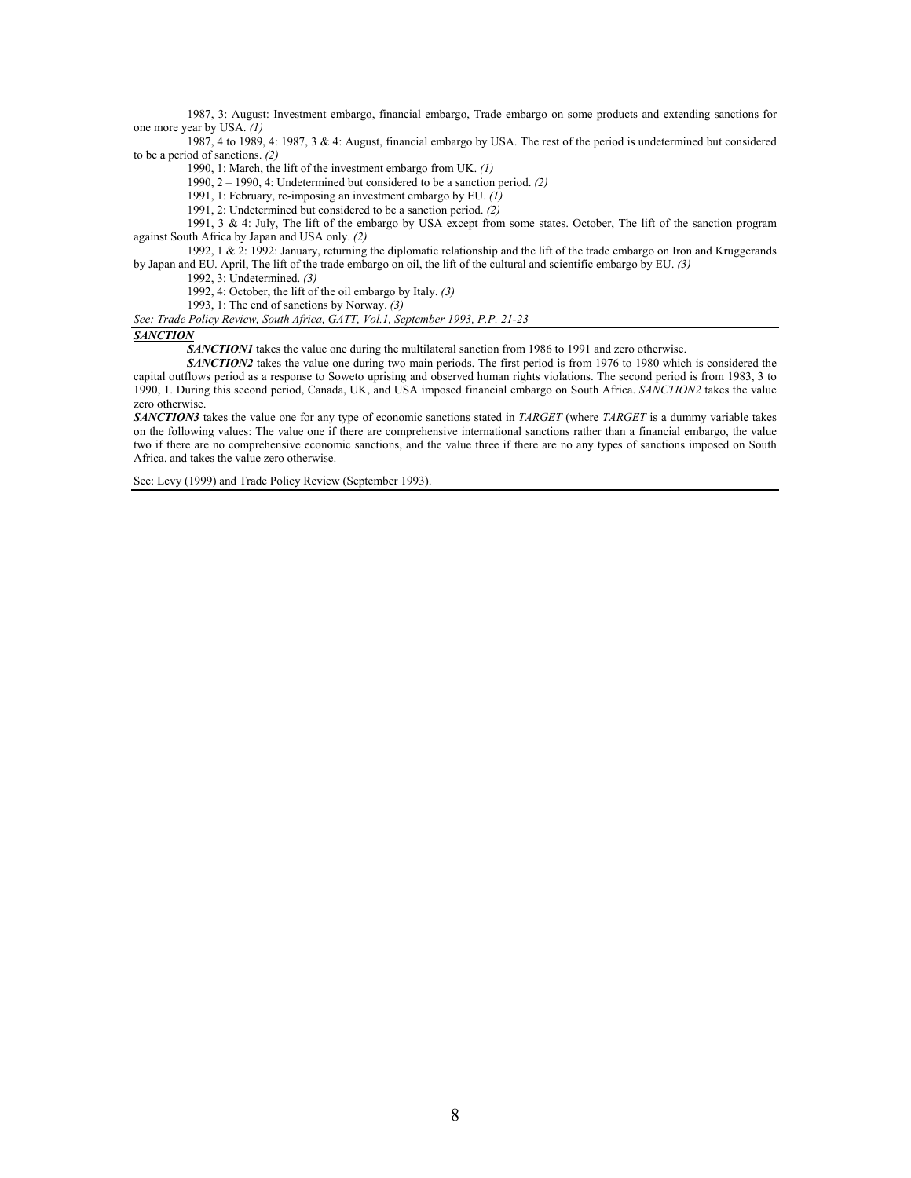1987, 3: August: Investment embargo, financial embargo, Trade embargo on some products and extending sanctions for one more year by USA. *(1)*

1987, 4 to 1989, 4: 1987, 3 & 4: August, financial embargo by USA. The rest of the period is undetermined but considered to be a period of sanctions. *(2)*

1990, 1: March, the lift of the investment embargo from UK. *(1)*

1990, 2 – 1990, 4: Undetermined but considered to be a sanction period. *(2)*

1991, 1: February, re-imposing an investment embargo by EU. *(1)*

1991, 2: Undetermined but considered to be a sanction period. *(2)*

1991, 3 & 4: July, The lift of the embargo by USA except from some states. October, The lift of the sanction program against South Africa by Japan and USA only. *(2)*

1992, 1 & 2: 1992: January, returning the diplomatic relationship and the lift of the trade embargo on Iron and Kruggerands by Japan and EU. April, The lift of the trade embargo on oil, the lift of the cultural and scientific embargo by EU. *(3)*

1992, 3: Undetermined. *(3)*

1992, 4: October, the lift of the oil embargo by Italy. *(3)*

1993, 1: The end of sanctions by Norway. *(3)*

*See: Trade Policy Review, South Africa, GATT, Vol.1, September 1993, P.P. 21-23*

***SANCTION***

***SANCTION1*** takes the value one during the multilateral sanction from 1986 to 1991 and zero otherwise.

***SANCTION2*** takes the value one during two main periods. The first period is from 1976 to 1980 which is considered the capital outflows period as a response to Soweto uprising and observed human rights violations. The second period is from 1983, 3 to 1990, 1. During this second period, Canada, UK, and USA imposed financial embargo on South Africa. *SANCTION2* takes the value zero otherwise.

***SANCTION3*** takes the value one for any type of economic sanctions stated in *TARGET* (where *TARGET* is a dummy variable takes on the following values: The value one if there are comprehensive international sanctions rather than a financial embargo, the value two if there are no comprehensive economic sanctions, and the value three if there are no any types of sanctions imposed on South Africa. and takes the value zero otherwise.

See: Levy (1999) and Trade Policy Review (September 1993).